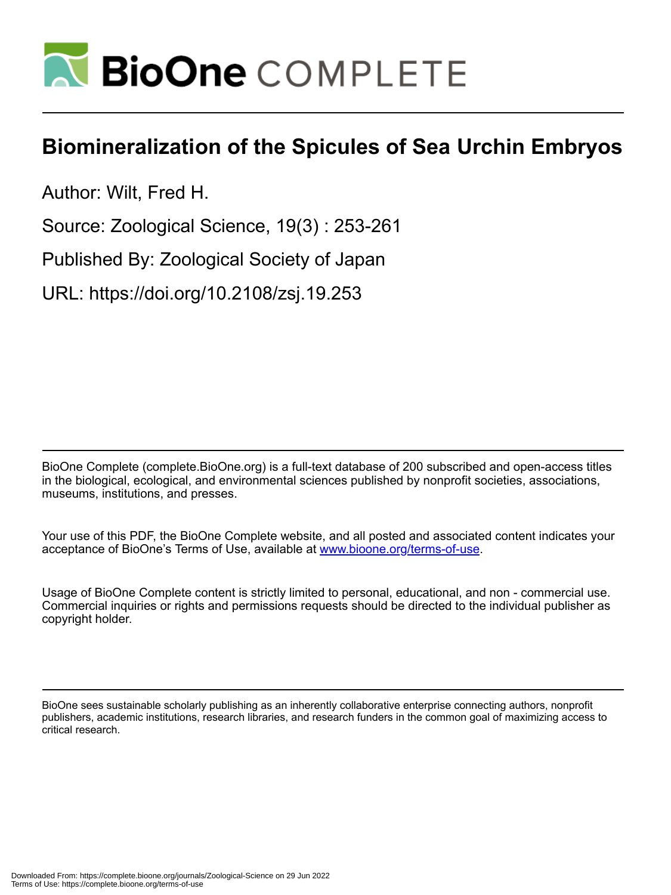# Biomineralization of the Spicules of Sea Urchin Embryos

Author: Wilt, Fred H.

Source: Zoological Science, 19(3) : 253-261

Published By: Zoological Society of Japan

URL: https://doi.org/10.2108/zsj.19.253

BioOne Complete (complete.BioOne.org) is a full-text database of 200 subscribed and open-access titles in the biological, ecological, and environmental sciences published by nonprofit societies, associations, museums, institutions, and presses.

Your use of this PDF, the BioOne Complete website, and all posted and associated content indicates your acceptance of BioOne's Terms of Use, available at www.bioone.org/terms-of-use.

Usage of BioOne Complete content is strictly limited to personal, educational, and non - commercial use. Commercial inquiries or rights and permissions requests should be directed to the individual publisher as copyright holder.

BioOne sees sustainable scholarly publishing as an inherently collaborative enterprise connecting authors, nonprofit publishers, academic institutions, research libraries, and research funders in the common goal of maximizing access to critical research.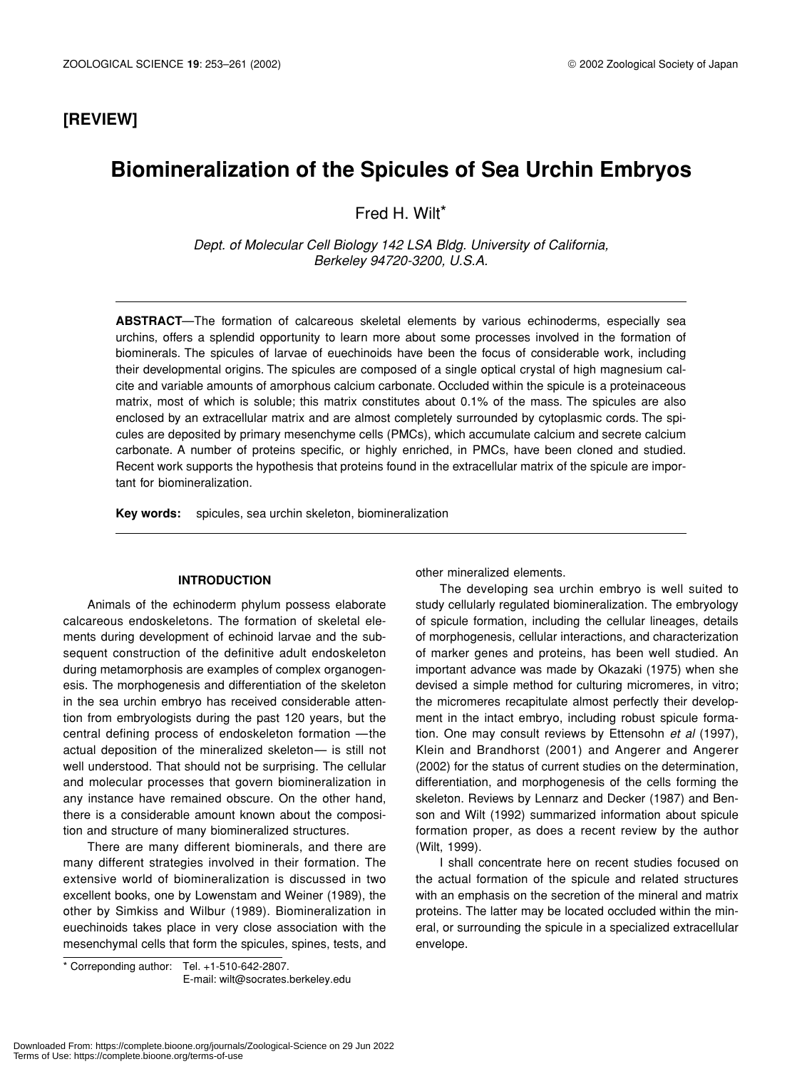**[REVIEW]**

# Biomineralization of the Spicules of Sea Urchin Embryos

Fred H. Wilt*

*Dept. of Molecular Cell Biology 142 LSA Bldg. University of California, Berkeley 94720-3200, U.S.A.*

**ABSTRACT**—The formation of calcareous skeletal elements by various echinoderms, especially sea urchins, offers a splendid opportunity to learn more about some processes involved in the formation of biominerals. The spicules of larvae of euechinoids have been the focus of considerable work, including their developmental origins. The spicules are composed of a single optical crystal of high magnesium calcite and variable amounts of amorphous calcium carbonate. Occluded within the spicule is a proteinaceous matrix, most of which is soluble; this matrix constitutes about 0.1% of the mass. The spicules are also enclosed by an extracellular matrix and are almost completely surrounded by cytoplasmic cords. The spicules are deposited by primary mesenchyme cells (PMCs), which accumulate calcium and secrete calcium carbonate. A number of proteins specific, or highly enriched, in PMCs, have been cloned and studied. Recent work supports the hypothesis that proteins found in the extracellular matrix of the spicule are important for biomineralization.

**Key words:** spicules, sea urchin skeleton, biomineralization

## INTRODUCTION

Animals of the echinoderm phylum possess elaborate calcareous endoskeletons. The formation of skeletal elements during development of echinoid larvae and the subsequent construction of the definitive adult endoskeleton during metamorphosis are examples of complex organogenesis. The morphogenesis and differentiation of the skeleton in the sea urchin embryo has received considerable attention from embryologists during the past 120 years, but the central defining process of endoskeleton formation —the actual deposition of the mineralized skeleton— is still not well understood. That should not be surprising. The cellular and molecular processes that govern biomineralization in any instance have remained obscure. On the other hand, there is a considerable amount known about the composition and structure of many biomineralized structures.

There are many different biominerals, and there are many different strategies involved in their formation. The extensive world of biomineralization is discussed in two excellent books, one by Lowenstam and Weiner (1989), the other by Simkiss and Wilbur (1989). Biomineralization in euechinoids takes place in very close association with the mesenchymal cells that form the spicules, spines, tests, and other mineralized elements.

The developing sea urchin embryo is well suited to study cellularly regulated biomineralization. The embryology of spicule formation, including the cellular lineages, details of morphogenesis, cellular interactions, and characterization of marker genes and proteins, has been well studied. An important advance was made by Okazaki (1975) when she devised a simple method for culturing micromeres, in vitro; the micromeres recapitulate almost perfectly their development in the intact embryo, including robust spicule formation. One may consult reviews by Ettensohn *et al* (1997), Klein and Brandhorst (2001) and Angerer and Angerer (2002) for the status of current studies on the determination, differentiation, and morphogenesis of the cells forming the skeleton. Reviews by Lennarz and Decker (1987) and Benson and Wilt (1992) summarized information about spicule formation proper, as does a recent review by the author (Wilt, 1999).

I shall concentrate here on recent studies focused on the actual formation of the spicule and related structures with an emphasis on the secretion of the mineral and matrix proteins. The latter may be located occluded within the mineral, or surrounding the spicule in a specialized extracellular envelope.

* Correponding author: Tel. +1-510-642-2807.
E-mail: wilt@socrates.berkeley.edu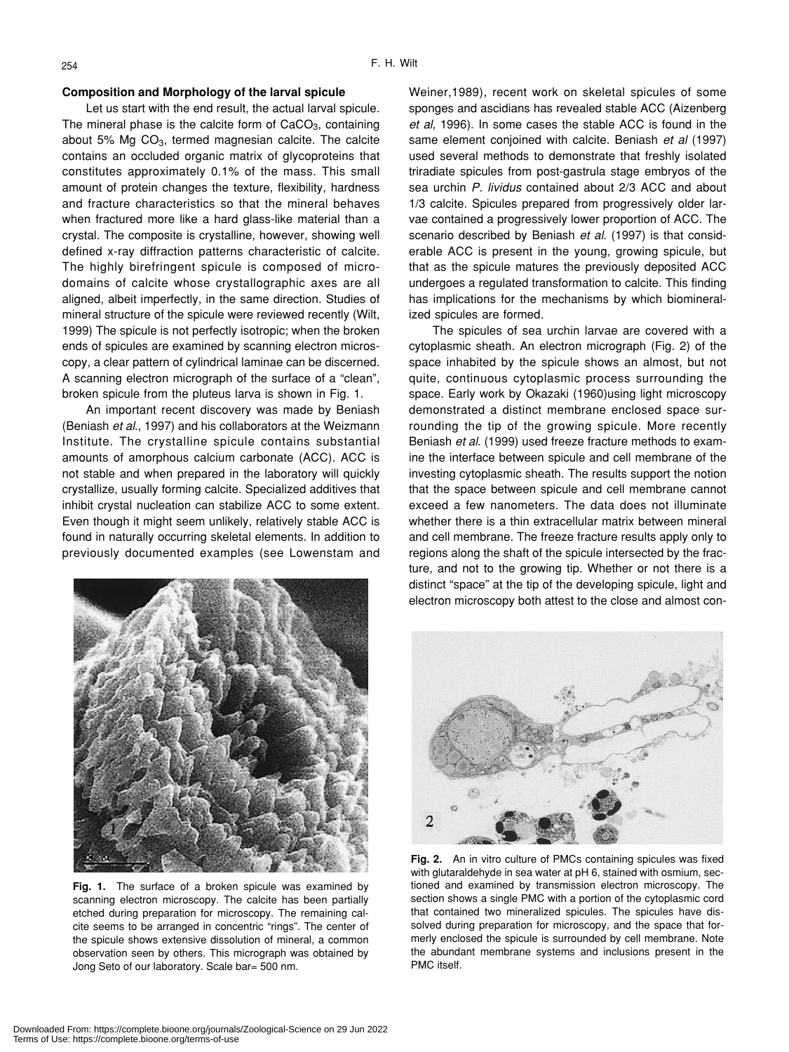**Composition and Morphology of the larval spicule**

Let us start with the end result, the actual larval spicule. The mineral phase is the calcite form of $CaCO_3$, containing about 5% Mg $CO_3$, termed magnesian calcite. The calcite contains an occluded organic matrix of glycoproteins that constitutes approximately 0.1% of the mass. This small amount of protein changes the texture, flexibility, hardness and fracture characteristics so that the mineral behaves when fractured more like a hard glass-like material than a crystal. The composite is crystalline, however, showing well defined x-ray diffraction patterns characteristic of calcite. The highly birefringent spicule is composed of micro-domains of calcite whose crystallographic axes are all aligned, albeit imperfectly, in the same direction. Studies of mineral structure of the spicule were reviewed recently (Wilt, 1999) The spicule is not perfectly isotropic; when the broken ends of spicules are examined by scanning electron microscopy, a clear pattern of cylindrical laminae can be discerned. A scanning electron micrograph of the surface of a "clean", broken spicule from the pluteus larva is shown in Fig. 1.

An important recent discovery was made by Beniash (Beniash *et al*., 1997) and his collaborators at the Weizmann Institute. The crystalline spicule contains substantial amounts of amorphous calcium carbonate (ACC). ACC is not stable and when prepared in the laboratory will quickly crystallize, usually forming calcite. Specialized additives that inhibit crystal nucleation can stabilize ACC to some extent. Even though it might seem unlikely, relatively stable ACC is found in naturally occurring skeletal elements. In addition to previously documented examples (see Lowenstam and Weiner,1989), recent work on skeletal spicules of some sponges and ascidians has revealed stable ACC (Aizenberg *et al*, 1996). In some cases the stable ACC is found in the same element conjoined with calcite. Beniash *et al* (1997) used several methods to demonstrate that freshly isolated triradiate spicules from post-gastrula stage embryos of the sea urchin *P. lividus* contained about 2/3 ACC and about 1/3 calcite. Spicules prepared from progressively older larvae contained a progressively lower proportion of ACC. The scenario described by Beniash *et al*. (1997) is that considerable ACC is present in the young, growing spicule, but that as the spicule matures the previously deposited ACC undergoes a regulated transformation to calcite. This finding has implications for the mechanisms by which biomineralized spicules are formed.

**Fig. 1.** The surface of a broken spicule was examined by scanning electron microscopy. The calcite has been partially etched during preparation for microscopy. The remaining calcite seems to be arranged in concentric "rings". The center of the spicule shows extensive dissolution of mineral, a common observation seen by others. This micrograph was obtained by Jong Seto of our laboratory. Scale bar= 500 nm.

The spicules of sea urchin larvae are covered with a cytoplasmic sheath. An electron micrograph (Fig. 2) of the space inhabited by the spicule shows an almost, but not quite, continuous cytoplasmic process surrounding the space. Early work by Okazaki (1960)using light microscopy demonstrated a distinct membrane enclosed space surrounding the tip of the growing spicule. More recently Beniash *et al*. (1999) used freeze fracture methods to examine the interface between spicule and cell membrane of the investing cytoplasmic sheath. The results support the notion that the space between spicule and cell membrane cannot exceed a few nanometers. The data does not illuminate whether there is a thin extracellular matrix between mineral and cell membrane. The freeze fracture results apply only to regions along the shaft of the spicule intersected by the fracture, and not to the growing tip. Whether or not there is a distinct "space" at the tip of the developing spicule, light and electron microscopy both attest to the close and almost con-

**Fig. 2.** An in vitro culture of PMCs containing spicules was fixed with glutaraldehyde in sea water at pH 6, stained with osmium, sectioned and examined by transmission electron microscopy. The section shows a single PMC with a portion of the cytoplasmic cord that contained two mineralized spicules. The spicules have dissolved during preparation for microscopy, and the space that formerly enclosed the spicule is surrounded by cell membrane. Note the abundant membrane systems and inclusions present in the PMC itself.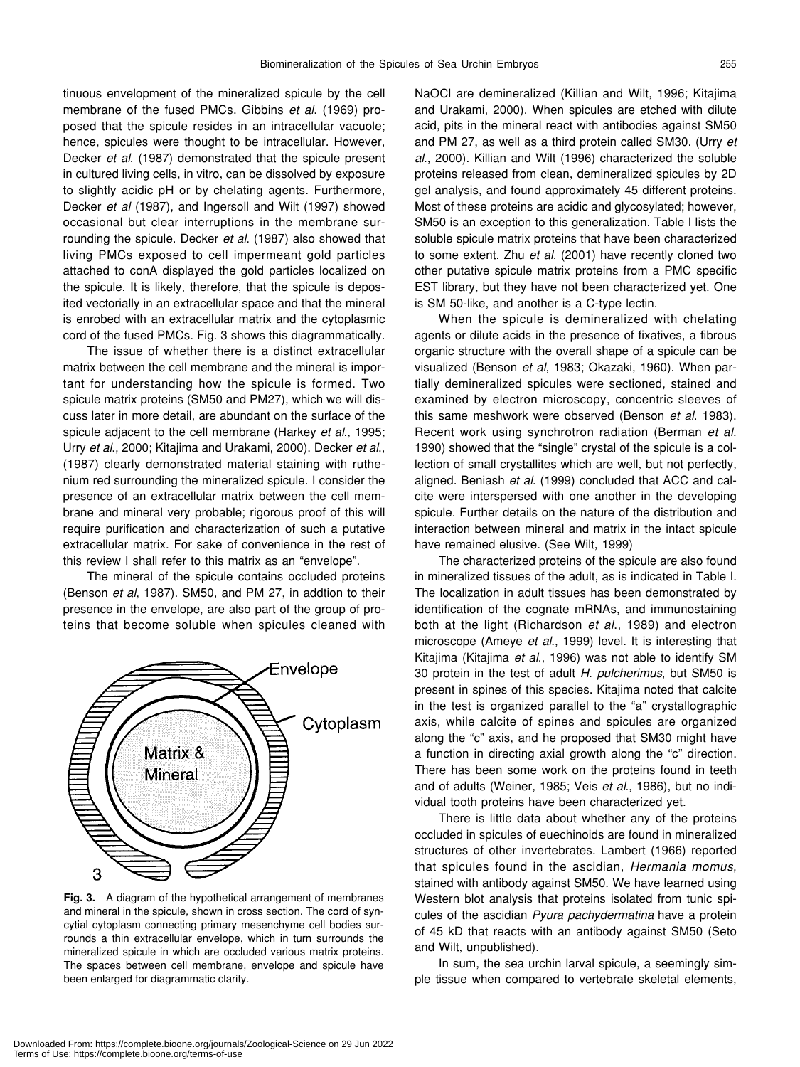tinuous envelopment of the mineralized spicule by the cell membrane of the fused PMCs. Gibbins *et al*. (1969) proposed that the spicule resides in an intracellular vacuole; hence, spicules were thought to be intracellular. However, Decker *et al*. (1987) demonstrated that the spicule present in cultured living cells, in vitro, can be dissolved by exposure to slightly acidic pH or by chelating agents. Furthermore, Decker *et al* (1987), and Ingersoll and Wilt (1997) showed occasional but clear interruptions in the membrane surrounding the spicule. Decker *et al*. (1987) also showed that living PMCs exposed to cell impermeant gold particles attached to conA displayed the gold particles localized on the spicule. It is likely, therefore, that the spicule is deposited vectorially in an extracellular space and that the mineral is enrobed with an extracellular matrix and the cytoplasmic cord of the fused PMCs. Fig. 3 shows this diagrammatically.

The issue of whether there is a distinct extracellular matrix between the cell membrane and the mineral is important for understanding how the spicule is formed. Two spicule matrix proteins (SM50 and PM27), which we will discuss later in more detail, are abundant on the surface of the spicule adjacent to the cell membrane (Harkey *et al*., 1995; Urry *et al*., 2000; Kitajima and Urakami, 2000). Decker *et al*., (1987) clearly demonstrated material staining with ruthenium red surrounding the mineralized spicule. I consider the presence of an extracellular matrix between the cell membrane and mineral very probable; rigorous proof of this will require purification and characterization of such a putative extracellular matrix. For sake of convenience in the rest of this review I shall refer to this matrix as an "envelope".

The mineral of the spicule contains occluded proteins (Benson *et al*, 1987). SM50, and PM 27, in addtion to their presence in the envelope, are also part of the group of proteins that become soluble when spicules cleaned with

**Fig. 3.** A diagram of the hypothetical arrangement of membranes and mineral in the spicule, shown in cross section. The cord of syncytial cytoplasm connecting primary mesenchyme cell bodies surrounds a thin extracellular envelope, which in turn surrounds the mineralized spicule in which are occluded various matrix proteins. The spaces between cell membrane, envelope and spicule have been enlarged for diagrammatic clarity.

NaOCl are demineralized (Killian and Wilt, 1996; Kitajima and Urakami, 2000). When spicules are etched with dilute acid, pits in the mineral react with antibodies against SM50 and PM 27, as well as a third protein called SM30. (Urry *et al*., 2000). Killian and Wilt (1996) characterized the soluble proteins released from clean, demineralized spicules by 2D gel analysis, and found approximately 45 different proteins. Most of these proteins are acidic and glycosylated; however, SM50 is an exception to this generalization. Table I lists the soluble spicule matrix proteins that have been characterized to some extent. Zhu *et al*. (2001) have recently cloned two other putative spicule matrix proteins from a PMC specific EST library, but they have not been characterized yet. One is SM 50-like, and another is a C-type lectin.

When the spicule is demineralized with chelating agents or dilute acids in the presence of fixatives, a fibrous organic structure with the overall shape of a spicule can be visualized (Benson *et al*, 1983; Okazaki, 1960). When partially demineralized spicules were sectioned, stained and examined by electron microscopy, concentric sleeves of this same meshwork were observed (Benson *et al*. 1983). Recent work using synchrotron radiation (Berman *et al*. 1990) showed that the "single" crystal of the spicule is a collection of small crystallites which are well, but not perfectly, aligned. Beniash *et al*. (1999) concluded that ACC and calcite were interspersed with one another in the developing spicule. Further details on the nature of the distribution and interaction between mineral and matrix in the intact spicule have remained elusive. (See Wilt, 1999)

The characterized proteins of the spicule are also found in mineralized tissues of the adult, as is indicated in Table I. The localization in adult tissues has been demonstrated by identification of the cognate mRNAs, and immunostaining both at the light (Richardson *et al*., 1989) and electron microscope (Ameye *et al*., 1999) level. It is interesting that Kitajima (Kitajima *et al*., 1996) was not able to identify SM 30 protein in the test of adult *H. pulcherimus*, but SM50 is present in spines of this species. Kitajima noted that calcite in the test is organized parallel to the "a" crystallographic axis, while calcite of spines and spicules are organized along the "c" axis, and he proposed that SM30 might have a function in directing axial growth along the "c" direction. There has been some work on the proteins found in teeth and of adults (Weiner, 1985; Veis *et al*., 1986), but no individual tooth proteins have been characterized yet.

There is little data about whether any of the proteins occluded in spicules of euechinoids are found in mineralized structures of other invertebrates. Lambert (1966) reported that spicules found in the ascidian, *Hermania momus*, stained with antibody against SM50. We have learned using Western blot analysis that proteins isolated from tunic spicules of the ascidian *Pyura pachydermatina* have a protein of 45 kD that reacts with an antibody against SM50 (Seto and Wilt, unpublished).

In sum, the sea urchin larval spicule, a seemingly simple tissue when compared to vertebrate skeletal elements,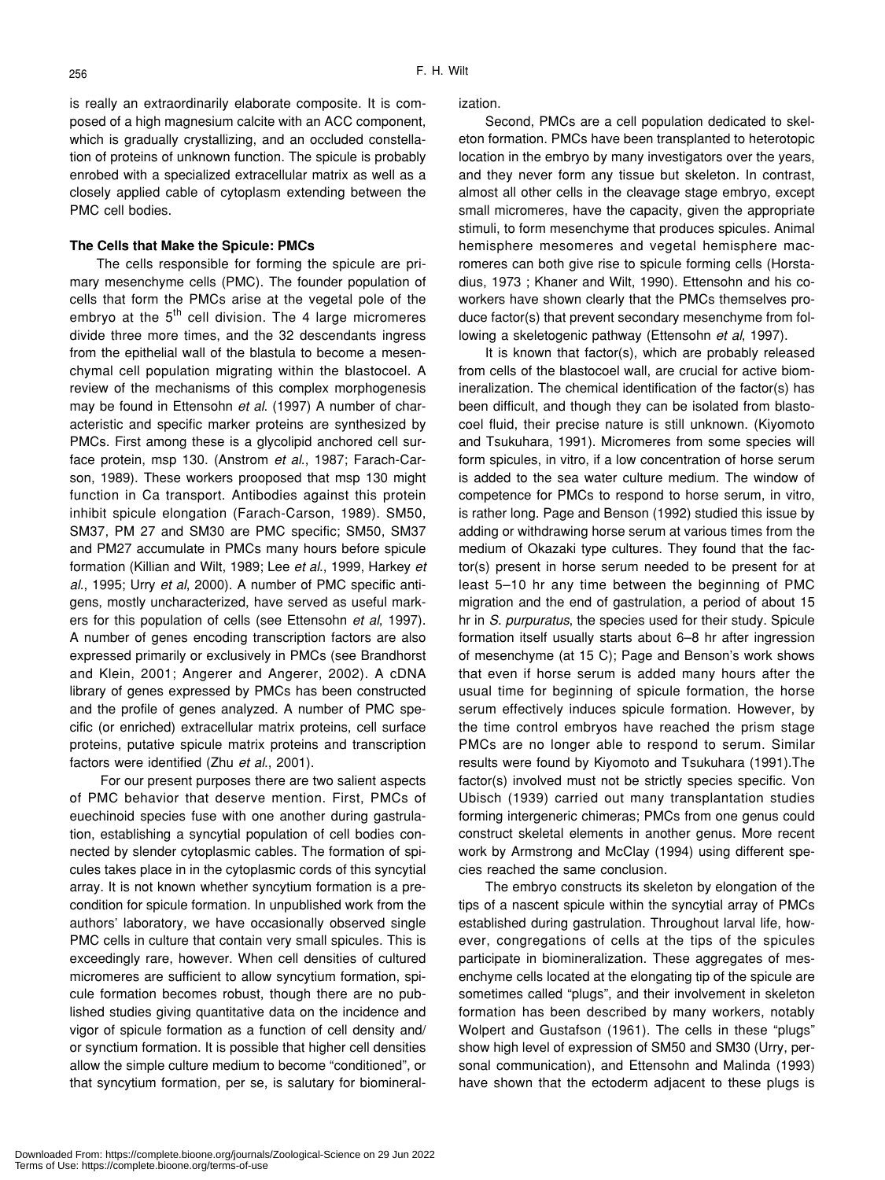is really an extraordinarily elaborate composite. It is composed of a high magnesium calcite with an ACC component, which is gradually crystallizing, and an occluded constellation of proteins of unknown function. The spicule is probably enrobed with a specialized extracellular matrix as well as a closely applied cable of cytoplasm extending between the PMC cell bodies.

**The Cells that Make the Spicule: PMCs**

The cells responsible for forming the spicule are primary mesenchyme cells (PMC). The founder population of cells that form the PMCs arise at the vegetal pole of the embryo at the $5^{th}$ cell division. The 4 large micromeres divide three more times, and the 32 descendants ingress from the epithelial wall of the blastula to become a mesenchymal cell population migrating within the blastocoel. A review of the mechanisms of this complex morphogenesis may be found in Ettensohn *et al.* (1997) A number of characteristic and specific marker proteins are synthesized by PMCs. First among these is a glycolipid anchored cell surface protein, msp 130. (Anstrom *et al*., 1987; Farach-Carson, 1989). These workers proposed that msp 130 might function in Ca transport. Antibodies against this protein inhibit spicule elongation (Farach-Carson, 1989). SM50, SM37, PM 27 and SM30 are PMC specific; SM50, SM37 and PM27 accumulate in PMCs many hours before spicule formation (Killian and Wilt, 1989; Lee *et al*., 1999, Harkey *et al*., 1995; Urry *et al*, 2000). A number of PMC specific antigens, mostly uncharacterized, have served as useful markers for this population of cells (see Ettensohn *et al*, 1997). A number of genes encoding transcription factors are also expressed primarily or exclusively in PMCs (see Brandhorst and Klein, 2001; Angerer and Angerer, 2002). A cDNA library of genes expressed by PMCs has been constructed and the profile of genes analyzed. A number of PMC specific (or enriched) extracellular matrix proteins, cell surface proteins, putative spicule matrix proteins and transcription factors were identified (Zhu *et al*., 2001).

For our present purposes there are two salient aspects of PMC behavior that deserve mention. First, PMCs of euechinoid species fuse with one another during gastrulation, establishing a syncytial population of cell bodies connected by slender cytoplasmic cables. The formation of spicules takes place in in the cytoplasmic cords of this syncytial array. It is not known whether syncytium formation is a precondition for spicule formation. In unpublished work from the authors' laboratory, we have occasionally observed single PMC cells in culture that contain very small spicules. This is exceedingly rare, however. When cell densities of cultured micromeres are sufficient to allow syncytium formation, spicule formation becomes robust, though there are no published studies giving quantitative data on the incidence and vigor of spicule formation as a function of cell density and/or synctium formation. It is possible that higher cell densities allow the simple culture medium to become "conditioned", or that syncytium formation, per se, is salutary for biomineralization.

Second, PMCs are a cell population dedicated to skeleton formation. PMCs have been transplanted to heterotopic location in the embryo by many investigators over the years, and they never form any tissue but skeleton. In contrast, almost all other cells in the cleavage stage embryo, except small micromeres, have the capacity, given the appropriate stimuli, to form mesenchyme that produces spicules. Animal hemisphere mesomeres and vegetal hemisphere macromeres can both give rise to spicule forming cells (Horstadius, 1973 ; Khaner and Wilt, 1990). Ettensohn and his coworkers have shown clearly that the PMCs themselves produce factor(s) that prevent secondary mesenchyme from following a skeletogenic pathway (Ettensohn *et al*, 1997).

It is known that factor(s), which are probably released from cells of the blastocoel wall, are crucial for active biomineralization. The chemical identification of the factor(s) has been difficult, and though they can be isolated from blastocoel fluid, their precise nature is still unknown. (Kiyomoto and Tsukuhara, 1991). Micromeres from some species will form spicules, in vitro, if a low concentration of horse serum is added to the sea water culture medium. The window of competence for PMCs to respond to horse serum, in vitro, is rather long. Page and Benson (1992) studied this issue by adding or withdrawing horse serum at various times from the medium of Okazaki type cultures. They found that the factor(s) present in horse serum needed to be present for at least 5–10 hr any time between the beginning of PMC migration and the end of gastrulation, a period of about 15 hr in *S. purpuratus*, the species used for their study. Spicule formation itself usually starts about 6–8 hr after ingression of mesenchyme (at 15 C); Page and Benson's work shows that even if horse serum is added many hours after the usual time for beginning of spicule formation, the horse serum effectively induces spicule formation. However, by the time control embryos have reached the prism stage PMCs are no longer able to respond to serum. Similar results were found by Kiyomoto and Tsukuhara (1991).The factor(s) involved must not be strictly species specific. Von Ubisch (1939) carried out many transplantation studies forming intergeneric chimeras; PMCs from one genus could construct skeletal elements in another genus. More recent work by Armstrong and McClay (1994) using different species reached the same conclusion.

The embryo constructs its skeleton by elongation of the tips of a nascent spicule within the syncytial array of PMCs established during gastrulation. Throughout larval life, however, congregations of cells at the tips of the spicules participate in biomineralization. These aggregates of mesenchyme cells located at the elongating tip of the spicule are sometimes called "plugs", and their involvement in skeleton formation has been described by many workers, notably Wolpert and Gustafson (1961). The cells in these "plugs" show high level of expression of SM50 and SM30 (Urry, personal communication), and Ettensohn and Malinda (1993) have shown that the ectoderm adjacent to these plugs is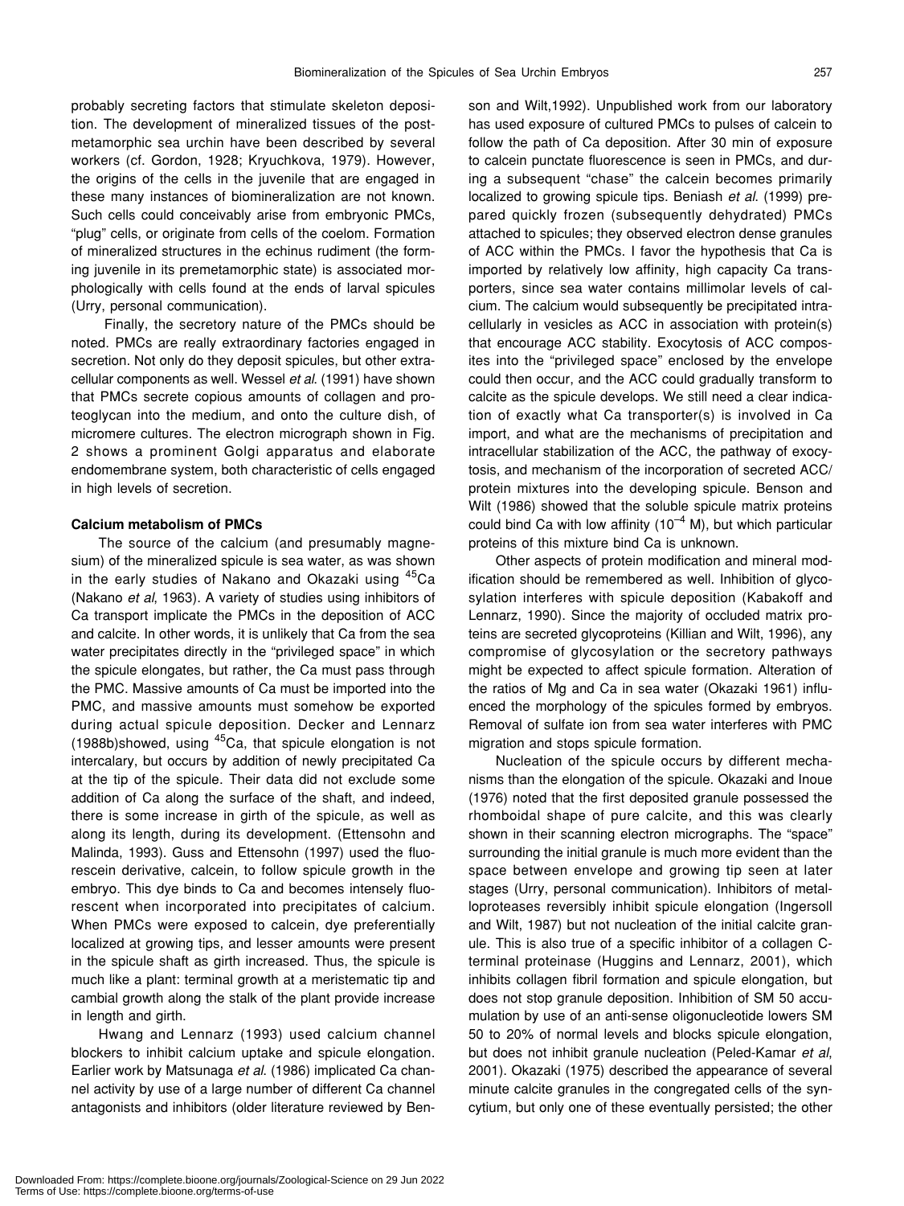probably secreting factors that stimulate skeleton deposition. The development of mineralized tissues of the postmetamorphic sea urchin have been described by several workers (cf. Gordon, 1928; Kryuchkova, 1979). However, the origins of the cells in the juvenile that are engaged in these many instances of biomineralization are not known. Such cells could conceivably arise from embryonic PMCs, "plug" cells, or originate from cells of the coelom. Formation of mineralized structures in the echinus rudiment (the forming juvenile in its premetamorphic state) is associated morphologically with cells found at the ends of larval spicules (Urry, personal communication).

Finally, the secretory nature of the PMCs should be noted. PMCs are really extraordinary factories engaged in secretion. Not only do they deposit spicules, but other extracellular components as well. Wessel *et al.* (1991) have shown that PMCs secrete copious amounts of collagen and proteoglycan into the medium, and onto the culture dish, of micromere cultures. The electron micrograph shown in Fig. 2 shows a prominent Golgi apparatus and elaborate endomembrane system, both characteristic of cells engaged in high levels of secretion.

**Calcium metabolism of PMCs**

The source of the calcium (and presumably magnesium) of the mineralized spicule is sea water, as was shown in the early studies of Nakano and Okazaki using $^{45}$Ca (Nakano *et al*, 1963). A variety of studies using inhibitors of Ca transport implicate the PMCs in the deposition of ACC and calcite. In other words, it is unlikely that Ca from the sea water precipitates directly in the "privileged space" in which the spicule elongates, but rather, the Ca must pass through the PMC. Massive amounts of Ca must be imported into the PMC, and massive amounts must somehow be exported during actual spicule deposition. Decker and Lennarz (1988b)showed, using $^{45}$Ca, that spicule elongation is not intercalary, but occurs by addition of newly precipitated Ca at the tip of the spicule. Their data did not exclude some addition of Ca along the surface of the shaft, and indeed, there is some increase in girth of the spicule, as well as along its length, during its development. (Ettensohn and Malinda, 1993). Guss and Ettensohn (1997) used the fluorescein derivative, calcein, to follow spicule growth in the embryo. This dye binds to Ca and becomes intensely fluorescent when incorporated into precipitates of calcium. When PMCs were exposed to calcein, dye preferentially localized at growing tips, and lesser amounts were present in the spicule shaft as girth increased. Thus, the spicule is much like a plant: terminal growth at a meristematic tip and cambial growth along the stalk of the plant provide increase in length and girth.

Hwang and Lennarz (1993) used calcium channel blockers to inhibit calcium uptake and spicule elongation. Earlier work by Matsunaga *et al*. (1986) implicated Ca channel activity by use of a large number of different Ca channel antagonists and inhibitors (older literature reviewed by Benson and Wilt,1992). Unpublished work from our laboratory has used exposure of cultured PMCs to pulses of calcein to follow the path of Ca deposition. After 30 min of exposure to calcein punctate fluorescence is seen in PMCs, and during a subsequent "chase" the calcein becomes primarily localized to growing spicule tips. Beniash *et al*. (1999) prepared quickly frozen (subsequently dehydrated) PMCs attached to spicules; they observed electron dense granules of ACC within the PMCs. I favor the hypothesis that Ca is imported by relatively low affinity, high capacity Ca transporters, since sea water contains millimolar levels of calcium. The calcium would subsequently be precipitated intracellularly in vesicles as ACC in association with protein(s) that encourage ACC stability. Exocytosis of ACC composites into the "privileged space" enclosed by the envelope could then occur, and the ACC could gradually transform to calcite as the spicule develops. We still need a clear indication of exactly what Ca transporter(s) is involved in Ca import, and what are the mechanisms of precipitation and intracellular stabilization of the ACC, the pathway of exocytosis, and mechanism of the incorporation of secreted ACC/protein mixtures into the developing spicule. Benson and Wilt (1986) showed that the soluble spicule matrix proteins could bind Ca with low affinity ($10^{-4}$ M), but which particular proteins of this mixture bind Ca is unknown.

Other aspects of protein modification and mineral modification should be remembered as well. Inhibition of glycosylation interferes with spicule deposition (Kabakoff and Lennarz, 1990). Since the majority of occluded matrix proteins are secreted glycoproteins (Killian and Wilt, 1996), any compromise of glycosylation or the secretory pathways might be expected to affect spicule formation. Alteration of the ratios of Mg and Ca in sea water (Okazaki 1961) influenced the morphology of the spicules formed by embryos. Removal of sulfate ion from sea water interferes with PMC migration and stops spicule formation.

Nucleation of the spicule occurs by different mechanisms than the elongation of the spicule. Okazaki and Inoue (1976) noted that the first deposited granule possessed the rhomboidal shape of pure calcite, and this was clearly shown in their scanning electron micrographs. The "space" surrounding the initial granule is much more evident than the space between envelope and growing tip seen at later stages (Urry, personal communication). Inhibitors of metalloproteases reversibly inhibit spicule elongation (Ingersoll and Wilt, 1987) but not nucleation of the initial calcite granule. This is also true of a specific inhibitor of a collagen C-terminal proteinase (Huggins and Lennarz, 2001), which inhibits collagen fibril formation and spicule elongation, but does not stop granule deposition. Inhibition of SM 50 accumulation by use of an anti-sense oligonucleotide lowers SM 50 to 20% of normal levels and blocks spicule elongation, but does not inhibit granule nucleation (Peled-Kamar *et al*, 2001). Okazaki (1975) described the appearance of several minute calcite granules in the congregated cells of the syncytium, but only one of these eventually persisted; the other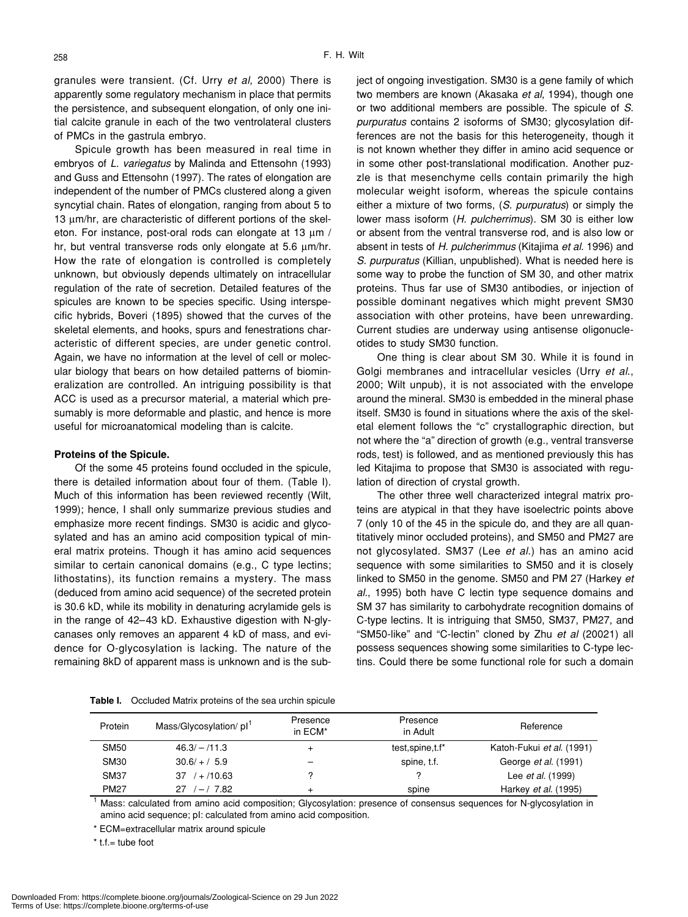granules were transient. (Cf. Urry *et al*, 2000) There is apparently some regulatory mechanism in place that permits the persistence, and subsequent elongation, of only one initial calcite granule in each of the two ventrolateral clusters of PMCs in the gastrula embryo.

Spicule growth has been measured in real time in embryos of *L. variegatus* by Malinda and Ettensohn (1993) and Guss and Ettensohn (1997). The rates of elongation are independent of the number of PMCs clustered along a given syncytial chain. Rates of elongation, ranging from about 5 to 13 µm/hr, are characteristic of different portions of the skeleton. For instance, post-oral rods can elongate at 13 µm / hr, but ventral transverse rods only elongate at 5.6 µm/hr. How the rate of elongation is controlled is completely unknown, but obviously depends ultimately on intracellular regulation of the rate of secretion. Detailed features of the spicules are known to be species specific. Using interspecific hybrids, Boveri (1895) showed that the curves of the skeletal elements, and hooks, spurs and fenestrations characteristic of different species, are under genetic control. Again, we have no information at the level of cell or molecular biology that bears on how detailed patterns of biomineralization are controlled. An intriguing possibility is that ACC is used as a precursor material, a material which presumably is more deformable and plastic, and hence is more useful for microanatomical modeling than is calcite.

**Proteins of the Spicule.**

Of the some 45 proteins found occluded in the spicule, there is detailed information about four of them. (Table I). Much of this information has been reviewed recently (Wilt, 1999); hence, I shall only summarize previous studies and emphasize more recent findings. SM30 is acidic and glycosylated and has an amino acid composition typical of mineral matrix proteins. Though it has amino acid sequences similar to certain canonical domains (e.g., C type lectins; lithostatins), its function remains a mystery. The mass (deduced from amino acid sequence) of the secreted protein is 30.6 kD, while its mobility in denaturing acrylamide gels is in the range of 42–43 kD. Exhaustive digestion with N-glycanases only removes an apparent 4 kD of mass, and evidence for O-glycosylation is lacking. The nature of the remaining 8kD of apparent mass is unknown and is the subject of ongoing investigation. SM30 is a gene family of which two members are known (Akasaka *et al*, 1994), though one or two additional members are possible. The spicule of *S. purpuratus* contains 2 isoforms of SM30; glycosylation differences are not the basis for this heterogeneity, though it is not known whether they differ in amino acid sequence or in some other post-translational modification. Another puzzle is that mesenchyme cells contain primarily the high molecular weight isoform, whereas the spicule contains either a mixture of two forms, (*S. purpuratus*) or simply the lower mass isoform (*H. pulcherrimus*). SM 30 is either low or absent from the ventral transverse rod, and is also low or absent in tests of *H. pulcherimmus* (Kitajima *et al.* 1996) and *S. purpuratus* (Killian, unpublished). What is needed here is some way to probe the function of SM 30, and other matrix proteins. Thus far use of SM30 antibodies, or injection of possible dominant negatives which might prevent SM30 association with other proteins, have been unrewarding. Current studies are underway using antisense oligonucleotides to study SM30 function.

One thing is clear about SM 30. While it is found in Golgi membranes and intracellular vesicles (Urry *et al.*, 2000; Wilt unpub), it is not associated with the envelope around the mineral. SM30 is embedded in the mineral phase itself. SM30 is found in situations where the axis of the skeletal element follows the "c" crystallographic direction, but not where the "a" direction of growth (e.g., ventral transverse rods, test) is followed, and as mentioned previously this has led Kitajima to propose that SM30 is associated with regulation of direction of crystal growth.

The other three well characterized integral matrix proteins are atypical in that they have isoelectric points above 7 (only 10 of the 45 in the spicule do, and they are all quantitatively minor occluded proteins), and SM50 and PM27 are not glycosylated. SM37 (Lee *et al.*) has an amino acid sequence with some similarities to SM50 and it is closely linked to SM50 in the genome. SM50 and PM 27 (Harkey *et al.*, 1995) both have C lectin type sequence domains and SM 37 has similarity to carbohydrate recognition domains of C-type lectins. It is intriguing that SM50, SM37, PM27, and "SM50-like" and "C-lectin" cloned by Zhu *et al* (20021) all possess sequences showing some similarities to C-type lectins. Could there be some functional role for such a domain

**Table I.** Occluded Matrix proteins of the sea urchin spicule

| Protein | Mass/Glycosylation/ pI[1] | Presence in ECM* | Presence in Adult | Reference |
|---|---|---|---|---|
| SM50 | 46.3/ – /11.3 | + | test,spine,t.f* | Katoh-Fukui *et al.* (1991) |
| SM30 | 30.6/ + / 5.9 | – | spine, t.f. | George *et al.* (1991) |
| SM37 | 37 / + /10.63 | ? | ? | Lee *et al.* (1999) |
| PM27 | 27 / – / 7.82 | + | spine | Harkey *et al.* (1995) |

[1] Mass: calculated from amino acid composition; Glycosylation: presence of consensus sequences for N-glycosylation in amino acid sequence; pI: calculated from amino acid composition.

\* ECM=extracellular matrix around spicule

\* t.f.= tube foot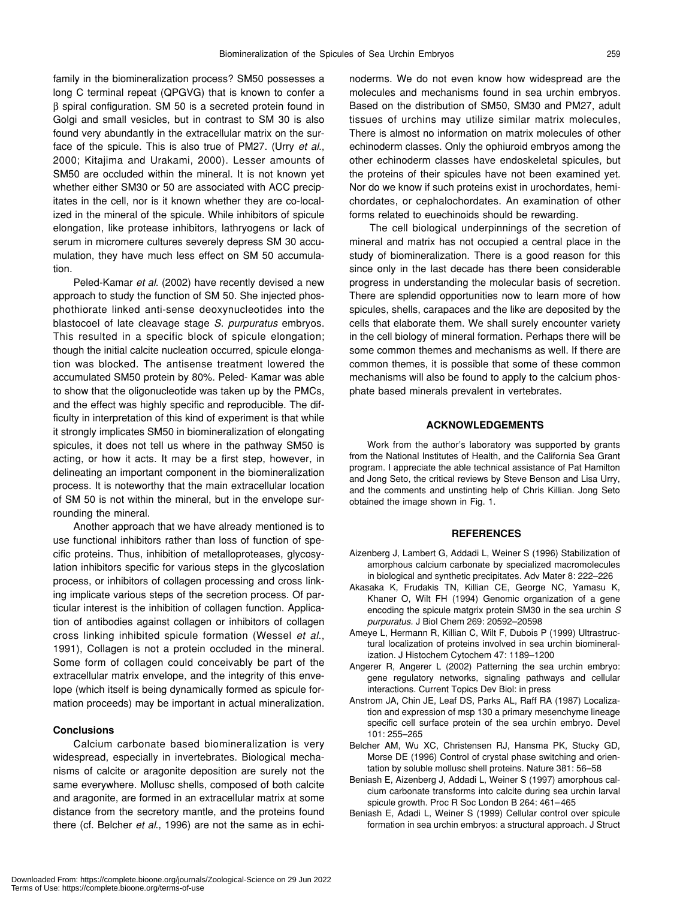family in the biomineralization process? SM50 possesses a long C terminal repeat (QPGVG) that is known to confer a β spiral configuration. SM 50 is a secreted protein found in Golgi and small vesicles, but in contrast to SM 30 is also found very abundantly in the extracellular matrix on the surface of the spicule. This is also true of PM27. (Urry *et al*., 2000; Kitajima and Urakami, 2000). Lesser amounts of SM50 are occluded within the mineral. It is not known yet whether either SM30 or 50 are associated with ACC precipitates in the cell, nor is it known whether they are co-localized in the mineral of the spicule. While inhibitors of spicule elongation, like protease inhibitors, lathryogens or lack of serum in micromere cultures severely depress SM 30 accumulation, they have much less effect on SM 50 accumulation.

Peled-Kamar *et al.* (2002) have recently devised a new approach to study the function of SM 50. She injected phosphothiorate linked anti-sense deoxynucleotides into the blastocoel of late cleavage stage *S. purpuratus* embryos. This resulted in a specific block of spicule elongation; though the initial calcite nucleation occurred, spicule elongation was blocked. The antisense treatment lowered the accumulated SM50 protein by 80%. Peled- Kamar was able to show that the oligonucleotide was taken up by the PMCs, and the effect was highly specific and reproducible. The difficulty in interpretation of this kind of experiment is that while it strongly implicates SM50 in biomineralization of elongating spicules, it does not tell us where in the pathway SM50 is acting, or how it acts. It may be a first step, however, in delineating an important component in the biomineralization process. It is noteworthy that the main extracellular location of SM 50 is not within the mineral, but in the envelope surrounding the mineral.

Another approach that we have already mentioned is to use functional inhibitors rather than loss of function of specific proteins. Thus, inhibition of metalloproteases, glycosylation inhibitors specific for various steps in the glycoslation process, or inhibitors of collagen processing and cross linking implicate various steps of the secretion process. Of particular interest is the inhibition of collagen function. Application of antibodies against collagen or inhibitors of collagen cross linking inhibited spicule formation (Wessel *et al*., 1991), Collagen is not a protein occluded in the mineral. Some form of collagen could conceivably be part of the extracellular matrix envelope, and the integrity of this envelope (which itself is being dynamically formed as spicule formation proceeds) may be important in actual mineralization.

### Conclusions

Calcium carbonate based biomineralization is very widespread, especially in invertebrates. Biological mechanisms of calcite or aragonite deposition are surely not the same everywhere. Mollusc shells, composed of both calcite and aragonite, are formed in an extracellular matrix at some distance from the secretory mantle, and the proteins found there (cf. Belcher *et al*., 1996) are not the same as in echinoderms. We do not even know how widespread are the molecules and mechanisms found in sea urchin embryos. Based on the distribution of SM50, SM30 and PM27, adult tissues of urchins may utilize similar matrix molecules, There is almost no information on matrix molecules of other echinoderm classes. Only the ophiuroid embryos among the other echinoderm classes have endoskeletal spicules, but the proteins of their spicules have not been examined yet. Nor do we know if such proteins exist in urochordates, hemichordates, or cephalochordates. An examination of other forms related to euechinoids should be rewarding.

The cell biological underpinnings of the secretion of mineral and matrix has not occupied a central place in the study of biomineralization. There is a good reason for this since only in the last decade has there been considerable progress in understanding the molecular basis of secretion. There are splendid opportunities now to learn more of how spicules, shells, carapaces and the like are deposited by the cells that elaborate them. We shall surely encounter variety in the cell biology of mineral formation. Perhaps there will be some common themes and mechanisms as well. If there are common themes, it is possible that some of these common mechanisms will also be found to apply to the calcium phosphate based minerals prevalent in vertebrates.

### ACKNOWLEDGEMENTS

Work from the author's laboratory was supported by grants from the National Institutes of Health, and the California Sea Grant program. I appreciate the able technical assistance of Pat Hamilton and Jong Seto, the critical reviews by Steve Benson and Lisa Urry, and the comments and unstinting help of Chris Killian. Jong Seto obtained the image shown in Fig. 1.

### REFERENCES

Aizenberg J, Lambert G, Addadi L, Weiner S (1996) Stabilization of amorphous calcium carbonate by specialized macromolecules in biological and synthetic precipitates. Adv Mater 8: 222–226

Akasaka K, Frudakis TN, Killian CE, George NC, Yamasu K, Khaner O, Wilt FH (1994) Genomic organization of a gene encoding the spicule matgrix protein SM30 in the sea urchin *S purpuratus.* J Biol Chem 269: 20592–20598

Ameye L, Hermann R, Killian C, Wilt F, Dubois P (1999) Ultrastructural localization of proteins involved in sea urchin biomineralization. J Histochem Cytochem 47: 1189–1200

Angerer R, Angerer L (2002) Patterning the sea urchin embryo: gene regulatory networks, signaling pathways and cellular interactions. Current Topics Dev Biol: in press

Anstrom JA, Chin JE, Leaf DS, Parks AL, Raff RA (1987) Localization and expression of msp 130 a primary mesenchyme lineage specific cell surface protein of the sea urchin embryo. Devel 101: 255–265

Belcher AM, Wu XC, Christensen RJ, Hansma PK, Stucky GD, Morse DE (1996) Control of crystal phase switching and orientation by soluble mollusc shell proteins. Nature 381: 56–58

Beniash E, Aizenberg J, Addadi L, Weiner S (1997) amorphous calcium carbonate transforms into calcite during sea urchin larval spicule growth. Proc R Soc London B 264: 461–465

Beniash E, Adadi L, Weiner S (1999) Cellular control over spicule formation in sea urchin embryos: a structural approach. J Struct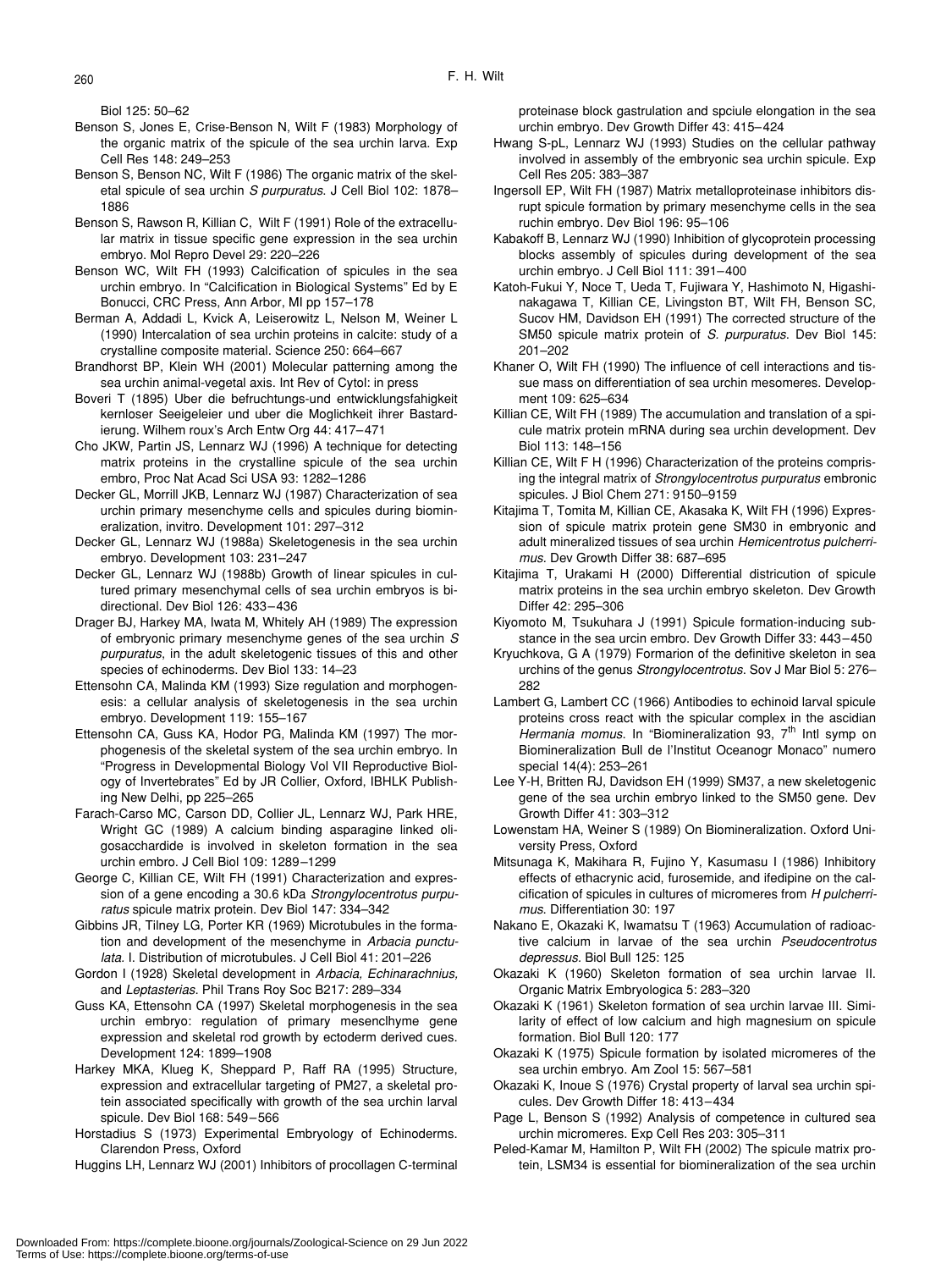Biol 125: 50–62

Benson S, Jones E, Crise-Benson N, Wilt F (1983) Morphology of the organic matrix of the spicule of the sea urchin larva. Exp Cell Res 148: 249–253

Benson S, Benson NC, Wilt F (1986) The organic matrix of the skeletal spicule of sea urchin *S purpuratus*. J Cell Biol 102: 1878–1886

Benson S, Rawson R, Killian C, Wilt F (1991) Role of the extracellular matrix in tissue specific gene expression in the sea urchin embryo. Mol Repro Devel 29: 220–226

Benson WC, Wilt FH (1993) Calcification of spicules in the sea urchin embryo. In "Calcification in Biological Systems" Ed by E Bonucci, CRC Press, Ann Arbor, MI pp 157–178

Berman A, Addadi L, Kvick A, Leiserowitz L, Nelson M, Weiner L (1990) Intercalation of sea urchin proteins in calcite: study of a crystalline composite material. Science 250: 664–667

Brandhorst BP, Klein WH (2001) Molecular patterning among the sea urchin animal-vegetal axis. Int Rev of Cytol: in press

Boveri T (1895) Uber die befruchtungs-und entwicklungsfahigkeit kernloser Seeigeleier und uber die Moglichkeit ihrer Bastardierung. Wilhem roux's Arch Entw Org 44: 417–471

Cho JKW, Partin JS, Lennarz WJ (1996) A technique for detecting matrix proteins in the crystalline spicule of the sea urchin embro, Proc Nat Acad Sci USA 93: 1282–1286

Decker GL, Morrill JKB, Lennarz WJ (1987) Characterization of sea urchin primary mesenchyme cells and spicules during biomineralization, invitro. Development 101: 297–312

Decker GL, Lennarz WJ (1988a) Skeletogenesis in the sea urchin embryo. Development 103: 231–247

Decker GL, Lennarz WJ (1988b) Growth of linear spicules in cultured primary mesenchymal cells of sea urchin embryos is bidirectional. Dev Biol 126: 433–436

Drager BJ, Harkey MA, Iwata M, Whitely AH (1989) The expression of embryonic primary mesenchyme genes of the sea urchin *S purpuratus*, in the adult skeletogenic tissues of this and other species of echinoderms. Dev Biol 133: 14–23

Ettensohn CA, Malinda KM (1993) Size regulation and morphogenesis: a cellular analysis of skeletogenesis in the sea urchin embryo. Development 119: 155–167

Ettensohn CA, Guss KA, Hodor PG, Malinda KM (1997) The morphogenesis of the skeletal system of the sea urchin embryo. In "Progress in Developmental Biology Vol VII Reproductive Biology of Invertebrates" Ed by JR Collier, Oxford, IBHLK Publishing New Delhi, pp 225–265

Farach-Carso MC, Carson DD, Collier JL, Lennarz WJ, Park HRE, Wright GC (1989) A calcium binding asparagine linked oligosacchardide is involved in skeleton formation in the sea urchin embro. J Cell Biol 109: 1289–1299

George C, Killian CE, Wilt FH (1991) Characterization and expression of a gene encoding a 30.6 kDa *Strongylocentrotus purpuratus* spicule matrix protein. Dev Biol 147: 334–342

Gibbins JR, Tilney LG, Porter KR (1969) Microtubules in the formation and development of the mesenchyme in *Arbacia punctulata*. I. Distribution of microtubules. J Cell Biol 41: 201–226

Gordon I (1928) Skeletal development in *Arbacia, Echinarachnius,* and *Leptasterias*. Phil Trans Roy Soc B217: 289–334

Guss KA, Ettensohn CA (1997) Skeletal morphogenesis in the sea urchin embryo: regulation of primary mesenclhyme gene expression and skeletal rod growth by ectoderm derived cues. Development 124: 1899–1908

Harkey MKA, Klueg K, Sheppard P, Raff RA (1995) Structure, expression and extracellular targeting of PM27, a skeletal protein associated specifically with growth of the sea urchin larval spicule. Dev Biol 168: 549–566

Horstadius S (1973) Experimental Embryology of Echinoderms. Clarendon Press, Oxford

Huggins LH, Lennarz WJ (2001) Inhibitors of procollagen C-terminal proteinase block gastrulation and spciule elongation in the sea urchin embryo. Dev Growth Differ 43: 415–424

Hwang S-pL, Lennarz WJ (1993) Studies on the cellular pathway involved in assembly of the embryonic sea urchin spicule. Exp Cell Res 205: 383–387

Ingersoll EP, Wilt FH (1987) Matrix metalloproteinase inhibitors disrupt spicule formation by primary mesenchyme cells in the sea ruchin embryo. Dev Biol 196: 95–106

Kabakoff B, Lennarz WJ (1990) Inhibition of glycoprotein processing blocks assembly of spicules during development of the sea urchin embryo. J Cell Biol 111: 391–400

Katoh-Fukui Y, Noce T, Ueda T, Fujiwara Y, Hashimoto N, Higashinakagawa T, Killian CE, Livingston BT, Wilt FH, Benson SC, Sucov HM, Davidson EH (1991) The corrected structure of the SM50 spicule matrix protein of *S. purpuratus*. Dev Biol 145: 201–202

Khaner O, Wilt FH (1990) The influence of cell interactions and tissue mass on differentiation of sea urchin mesomeres. Development 109: 625–634

Killian CE, Wilt FH (1989) The accumulation and translation of a spicule matrix protein mRNA during sea urchin development. Dev Biol 113: 148–156

Killian CE, Wilt F H (1996) Characterization of the proteins comprising the integral matrix of *Strongylocentrotus purpuratus* embronic spicules. J Biol Chem 271: 9150–9159

Kitajima T, Tomita M, Killian CE, Akasaka K, Wilt FH (1996) Expression of spicule matrix protein gene SM30 in embryonic and adult mineralized tissues of sea urchin *Hemicentrotus pulcherrimus.* Dev Growth Differ 38: 687–695

Kitajima T, Urakami H (2000) Differential districution of spicule matrix proteins in the sea urchin embryo skeleton. Dev Growth Differ 42: 295–306

Kiyomoto M, Tsukuhara J (1991) Spicule formation-inducing substance in the sea urcin embro. Dev Growth Differ 33: 443–450

Kryuchkova, G A (1979) Formarion of the definitive skeleton in sea urchins of the genus *Strongylocentrotus*. Sov J Mar Biol 5: 276–282

Lambert G, Lambert CC (1966) Antibodies to echinoid larval spicule proteins cross react with the spicular complex in the ascidian *Hermania momus*. In "Biomineralization 93, 7th Intl symp on Biomineralization Bull de l'Institut Oceanogr Monaco" numero special 14(4): 253–261

Lee Y-H, Britten RJ, Davidson EH (1999) SM37, a new skeletogenic gene of the sea urchin embryo linked to the SM50 gene. Dev Growth Differ 41: 303–312

Lowenstam HA, Weiner S (1989) On Biomineralization. Oxford University Press, Oxford

Mitsunaga K, Makihara R, Fujino Y, Kasumasu I (1986) Inhibitory effects of ethacrynic acid, furosemide, and ifedipine on the calcification of spicules in cultures of micromeres from *H pulcherrimus*. Differentiation 30: 197

Nakano E, Okazaki K, Iwamatsu T (1963) Accumulation of radioactive calcium in larvae of the sea urchin *Pseudocentrotus depressus*. Biol Bull 125: 125

Okazaki K (1960) Skeleton formation of sea urchin larvae II. Organic Matrix Embryologica 5: 283–320

Okazaki K (1961) Skeleton formation of sea urchin larvae III. Similarity of effect of low calcium and high magnesium on spicule formation. Biol Bull 120: 177

Okazaki K (1975) Spicule formation by isolated micromeres of the sea urchin embryo. Am Zool 15: 567–581

Okazaki K, Inoue S (1976) Crystal property of larval sea urchin spicules. Dev Growth Differ 18: 413–434

Page L, Benson S (1992) Analysis of competence in cultured sea urchin micromeres. Exp Cell Res 203: 305–311

Peled-Kamar M, Hamilton P, Wilt FH (2002) The spicule matrix protein, LSM34 is essential for biomineralization of the sea urchin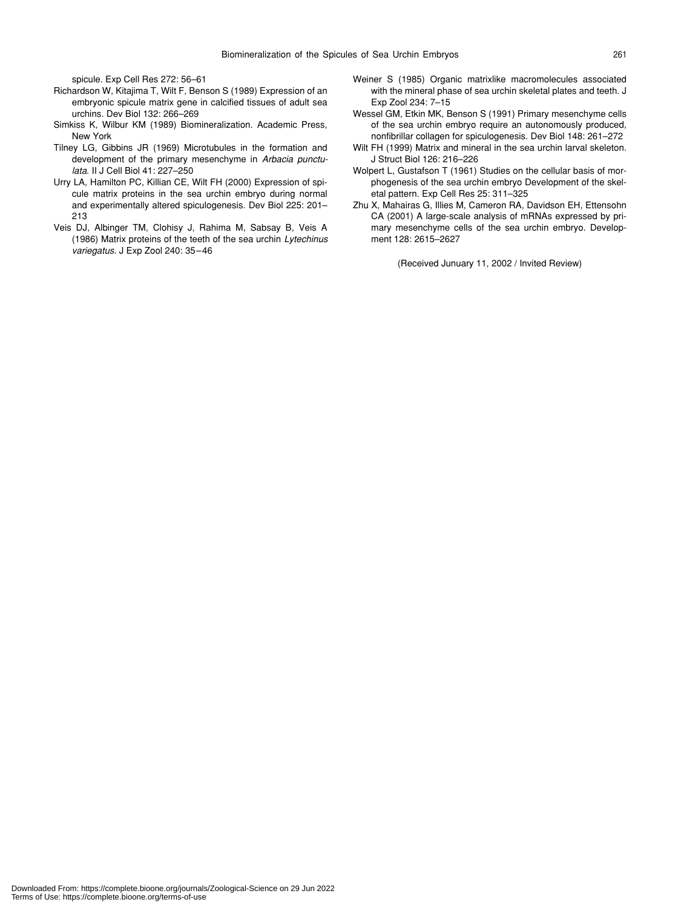spicule. Exp Cell Res 272: 56–61

Richardson W, Kitajima T, Wilt F, Benson S (1989) Expression of an embryonic spicule matrix gene in calcified tissues of adult sea urchins. Dev Biol 132: 266–269

Simkiss K, Wilbur KM (1989) Biomineralization. Academic Press, New York

Tilney LG, Gibbins JR (1969) Microtubules in the formation and development of the primary mesenchyme in *Arbacia punctulata*. II J Cell Biol 41: 227–250

Urry LA, Hamilton PC, Killian CE, Wilt FH (2000) Expression of spicule matrix proteins in the sea urchin embryo during normal and experimentally altered spiculogenesis. Dev Biol 225: 201–213

Veis DJ, Albinger TM, Clohisy J, Rahima M, Sabsay B, Veis A (1986) Matrix proteins of the teeth of the sea urchin *Lytechinus variegatus.* J Exp Zool 240: 35–46

Weiner S (1985) Organic matrixlike macromolecules associated with the mineral phase of sea urchin skeletal plates and teeth. J Exp Zool 234: 7–15

Wessel GM, Etkin MK, Benson S (1991) Primary mesenchyme cells of the sea urchin embryo require an autonomously produced, nonfibrillar collagen for spiculogenesis. Dev Biol 148: 261–272

Wilt FH (1999) Matrix and mineral in the sea urchin larval skeleton. J Struct Biol 126: 216–226

Wolpert L, Gustafson T (1961) Studies on the cellular basis of morphogenesis of the sea urchin embryo Development of the skeletal pattern. Exp Cell Res 25: 311–325

Zhu X, Mahairas G, Illies M, Cameron RA, Davidson EH, Ettensohn CA (2001) A large-scale analysis of mRNAs expressed by primary mesenchyme cells of the sea urchin embryo. Development 128: 2615–2627

(Received Junuary 11, 2002 / Invited Review)